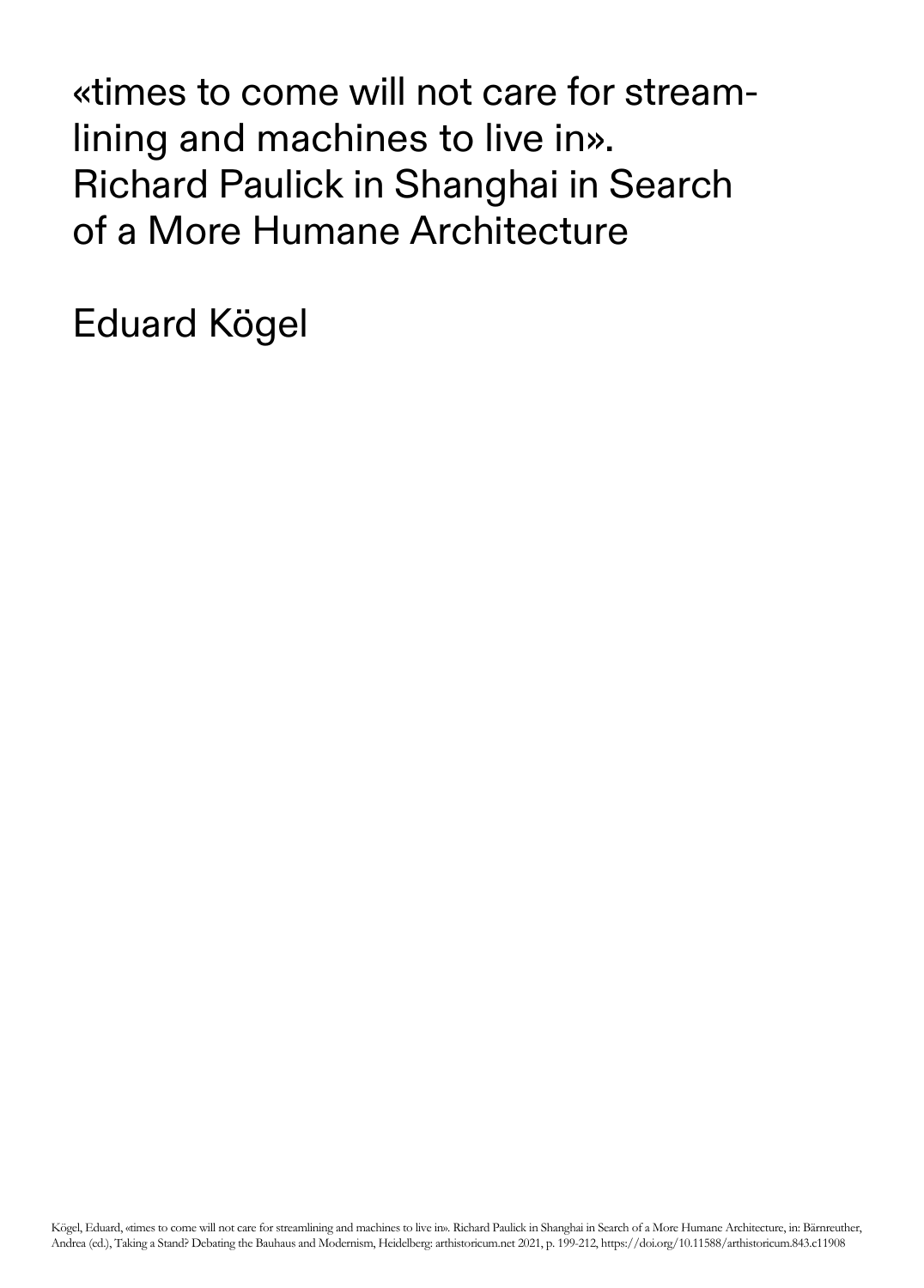# «times to come will not care for streamlining and machines to live in». Richard Paulick in Shanghai in Search of a More Humane Architecture

Eduard Kögel

Kögel, Eduard, «times to come will not care for streamlining and machines to live in». Richard Paulick in Shanghai in Search of a More Humane Architecture, in: Bärnreuther, Andrea (ed.), Taking a Stand? Debating the Bauhaus and Modernism, Heidelberg: arthistoricum.net 2021, p. 199-212, https://doi.org/10.11588/arthistoricum.843.c11908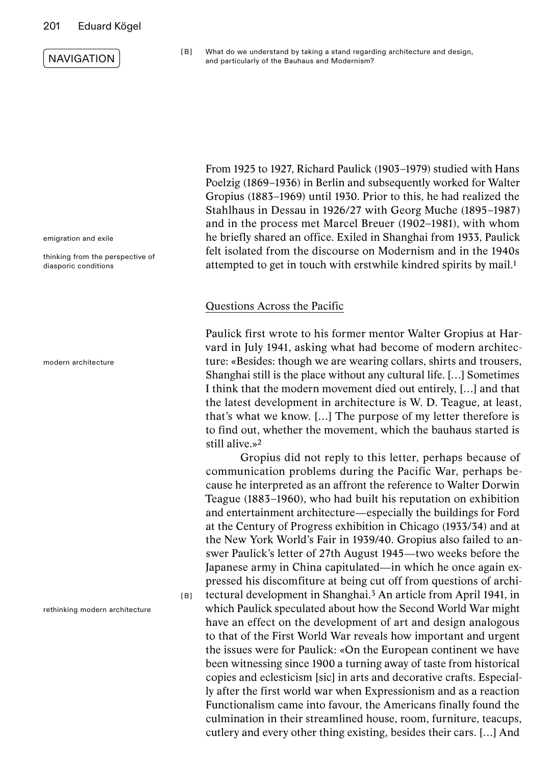NAVIGATION

[B] What do we understand by taking a stand regarding architecture and design, and particularly of the Bauhaus and Modernism?

emigration and exile

thinking from the perspective of diasporic conditions

From 1925 to 1927, Richard Paulick (1903–1979) studied with Hans Poelzig (1869–1936) in Berlin and subsequently worked for Walter Gropius (1883–1969) until 1930. Prior to this, he had realized the Stahlhaus in Dessau in 1926/27 with Georg Muche (1895–1987) and in the process met Marcel Breuer (1902–1981), with whom he briefly shared an office. Exiled in Shanghai from 1933, Paulick felt isolated from the discourse on Modernism and in the 1940s attempted to get in touch with erstwhile kindred spirits by mail.[1]

## Questions Across the Pacific

modern architecture

Paulick first wrote to his former mentor Walter Gropius at Harvard in July 1941, asking what had become of modern architecture: «Besides: though we are wearing collars, shirts and trousers, Shanghai still is the place without any cultural life. […] Sometimes I think that the modern movement died out entirely, […] and that the latest development in architecture is W. D. Teague, at least, that's what we know. […] The purpose of my letter therefore is to find out, whether the movement, which the bauhaus started is still alive.»[2]

Gropius did not reply to this letter, perhaps because of communication problems during the Pacific War, perhaps because he interpreted as an affront the reference to Walter Dorwin Teague (1883–1960), who had built his reputation on exhibition and entertainment architecture—especially the buildings for Ford at the Century of Progress exhibition in Chicago (1933/34) and at the New York World's Fair in 1939/40. Gropius also failed to answer Paulick's letter of 27th August 1945—two weeks before the Japanese army in China capitulated—in which he once again expressed his discomfiture at being cut off from questions of architectural development in Shanghai.[3] [B] An article from April 1941, in which Paulick speculated about how the Second World War might have an effect on the development of art and design analogous to that of the First World War reveals how important and urgent the issues were for Paulick: «On the European continent we have been witnessing since 1900 a turning away of taste from historical copies and eclesticism [sic] in arts and decorative crafts. Especially after the first world war when Expressionism and as a reaction Functionalism came into favour, the Americans finally found the culmination in their streamlined house, room, furniture, teacups, cutlery and every other thing existing, besides their cars. […] And

rethinking modern architecture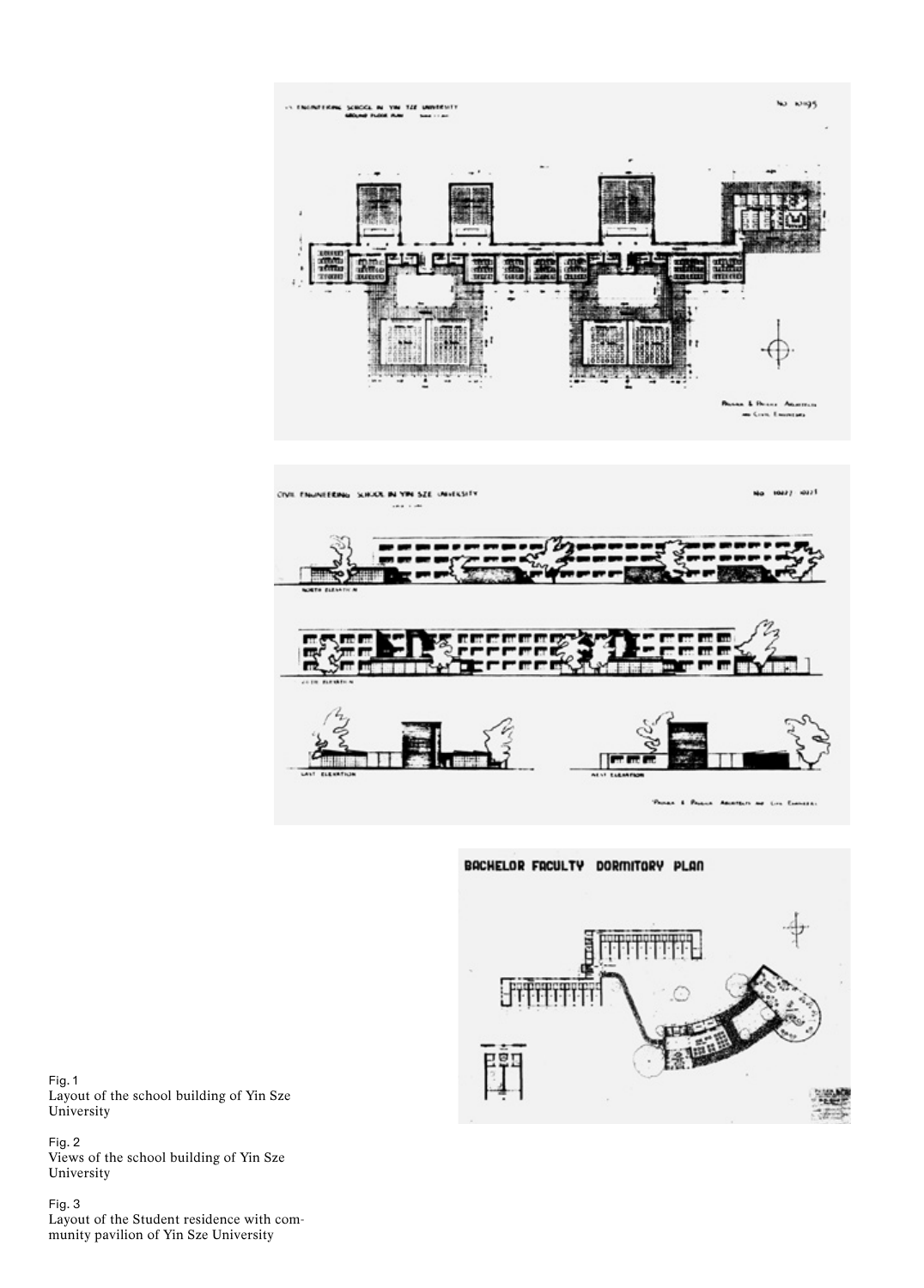Fig. 1
Layout of the school building of Yin Sze University

Fig. 2
Views of the school building of Yin Sze University

Fig. 3
Layout of the Student residence with community pavilion of Yin Sze University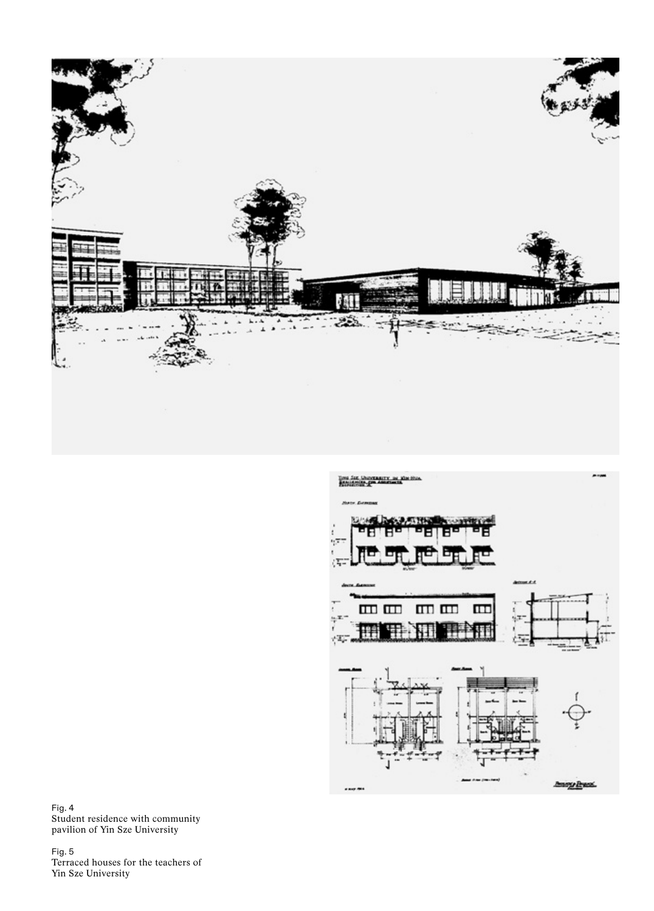Fig. 4
Student residence with community pavilion of Yin Sze University

Fig. 5
Terraced houses for the teachers of Yin Sze University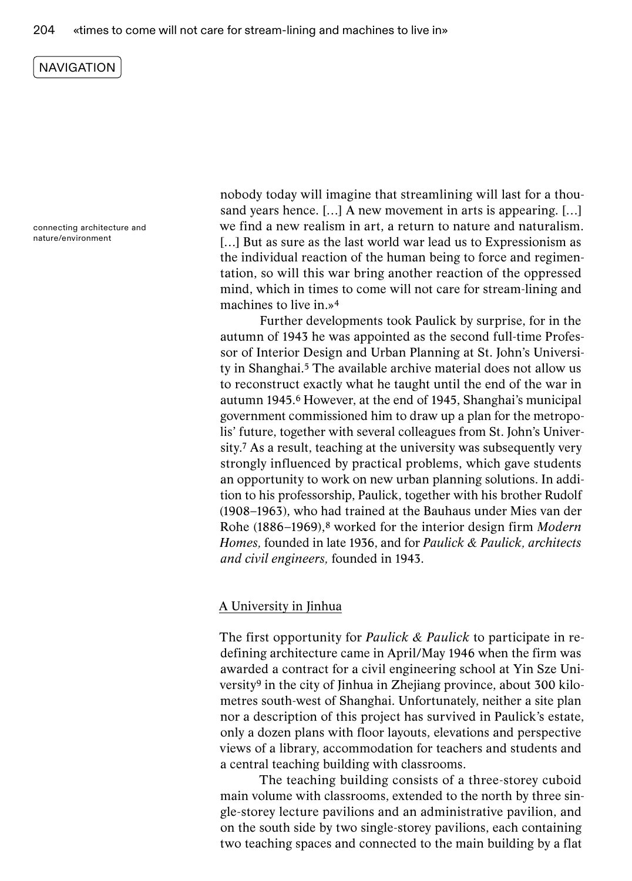NAVIGATION

connecting architecture and nature/environment

nobody today will imagine that streamlining will last for a thousand years hence. […] A new movement in arts is appearing. […] we find a new realism in art, a return to nature and naturalism. […] But as sure as the last world war lead us to Expressionism as the individual reaction of the human being to force and regimentation, so will this war bring another reaction of the oppressed mind, which in times to come will not care for stream-lining and machines to live in.»[4]

Further developments took Paulick by surprise, for in the autumn of 1943 he was appointed as the second full-time Professor of Interior Design and Urban Planning at St. John's University in Shanghai.[5] The available archive material does not allow us to reconstruct exactly what he taught until the end of the war in autumn 1945.[6] However, at the end of 1945, Shanghai's municipal government commissioned him to draw up a plan for the metropolis' future, together with several colleagues from St. John's University.[7] As a result, teaching at the university was subsequently very strongly influenced by practical problems, which gave students an opportunity to work on new urban planning solutions. In addition to his professorship, Paulick, together with his brother Rudolf (1908–1963), who had trained at the Bauhaus under Mies van der Rohe (1886–1969),[8] worked for the interior design firm *Modern Homes,* founded in late 1936, and for *Paulick & Paulick, architects and civil engineers,* founded in 1943.

## A University in Jinhua

The first opportunity for *Paulick & Paulick* to participate in redefining architecture came in April/May 1946 when the firm was awarded a contract for a civil engineering school at Yin Sze University[9] in the city of Jinhua in Zhejiang province, about 300 kilometres south-west of Shanghai. Unfortunately, neither a site plan nor a description of this project has survived in Paulick's estate, only a dozen plans with floor layouts, elevations and perspective views of a library, accommodation for teachers and students and a central teaching building with classrooms.

The teaching building consists of a three-storey cuboid main volume with classrooms, extended to the north by three single-storey lecture pavilions and an administrative pavilion, and on the south side by two single-storey pavilions, each containing two teaching spaces and connected to the main building by a flat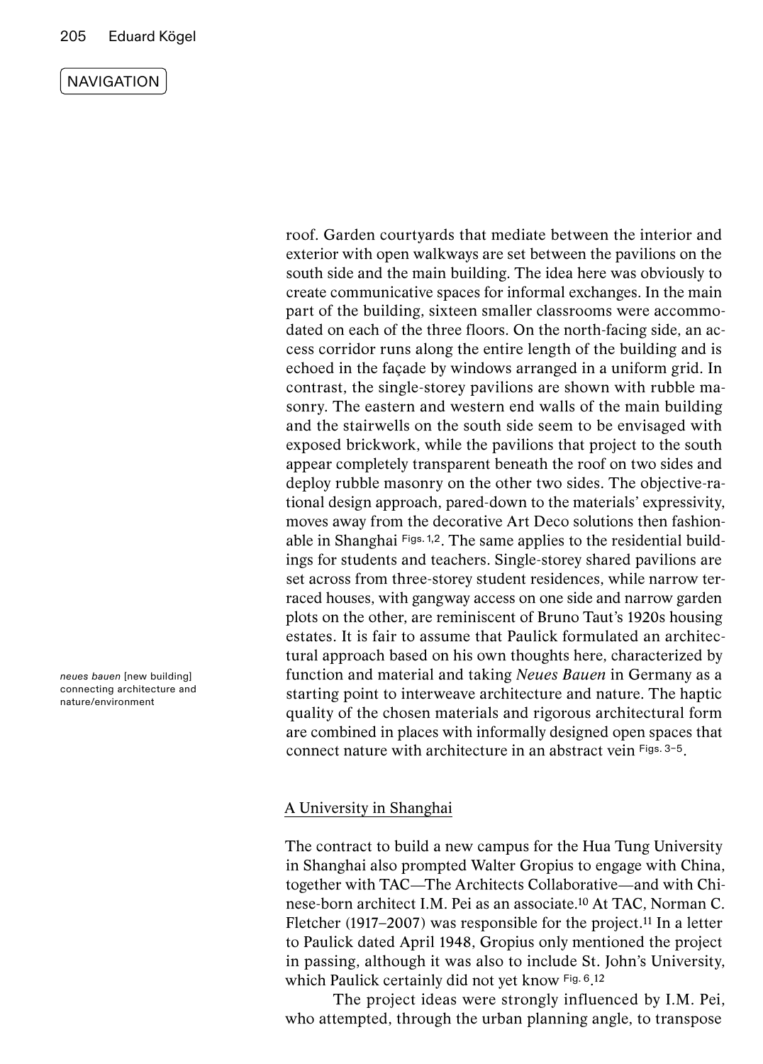roof. Garden courtyards that mediate between the interior and exterior with open walkways are set between the pavilions on the south side and the main building. The idea here was obviously to create communicative spaces for informal exchanges. In the main part of the building, sixteen smaller classrooms were accommodated on each of the three floors. On the north-facing side, an access corridor runs along the entire length of the building and is echoed in the façade by windows arranged in a uniform grid. In contrast, the single-storey pavilions are shown with rubble masonry. The eastern and western end walls of the main building and the stairwells on the south side seem to be envisaged with exposed brickwork, while the pavilions that project to the south appear completely transparent beneath the roof on two sides and deploy rubble masonry on the other two sides. The objective-rational design approach, pared-down to the materials' expressivity, moves away from the decorative Art Deco solutions then fashionable in Shanghai Figs. 1,2. The same applies to the residential buildings for students and teachers. Single-storey shared pavilions are set across from three-storey student residences, while narrow terraced houses, with gangway access on one side and narrow garden plots on the other, are reminiscent of Bruno Taut's 1920s housing estates. It is fair to assume that Paulick formulated an architectural approach based on his own thoughts here, characterized by function and material and taking *Neues Bauen* in Germany as a starting point to interweave architecture and nature. The haptic quality of the chosen materials and rigorous architectural form are combined in places with informally designed open spaces that connect nature with architecture in an abstract vein Figs. 3–5.

*neues bauen* [new building] connecting architecture and nature/environment

## A University in Shanghai

The contract to build a new campus for the Hua Tung University in Shanghai also prompted Walter Gropius to engage with China, together with TAC—The Architects Collaborative—and with Chinese-born architect I.M. Pei as an associate.[10] At TAC, Norman C. Fletcher (1917–2007) was responsible for the project.[11] In a letter to Paulick dated April 1948, Gropius only mentioned the project in passing, although it was also to include St. John's University, which Paulick certainly did not yet know Fig. 6.[12]

The project ideas were strongly influenced by I.M. Pei, who attempted, through the urban planning angle, to transpose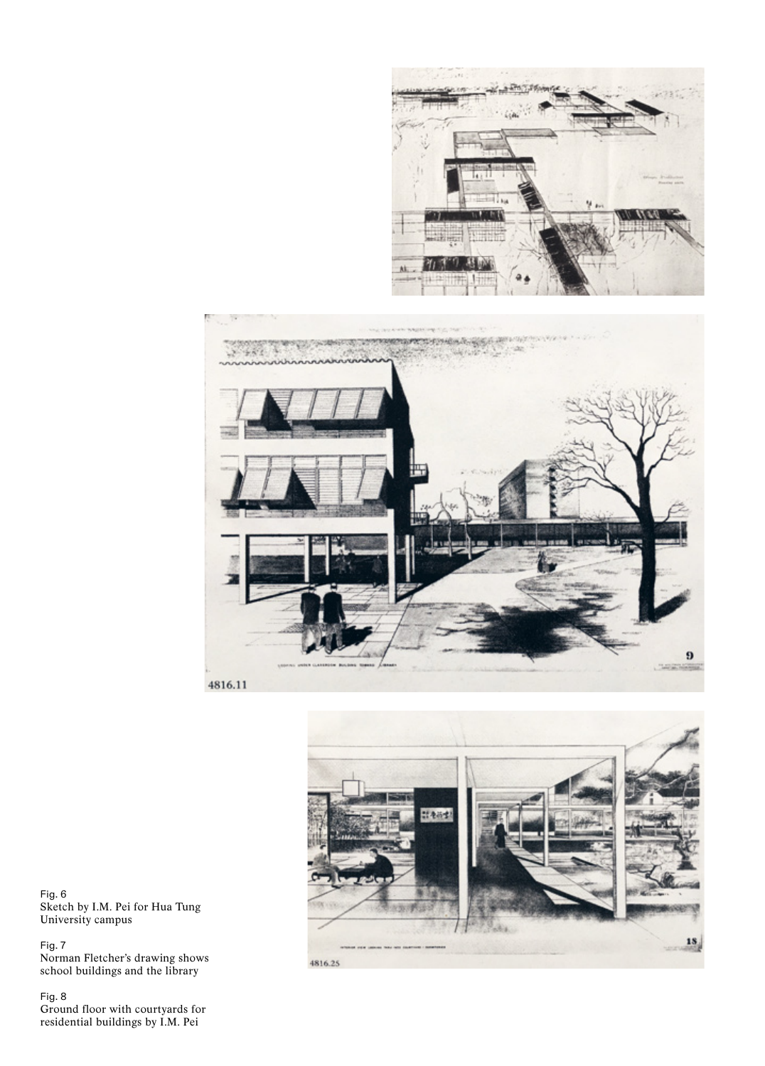Fig. 6
Sketch by I.M. Pei for Hua Tung University campus

Fig. 7
Norman Fletcher's drawing shows school buildings and the library

Fig. 8
Ground floor with courtyards for residential buildings by I.M. Pei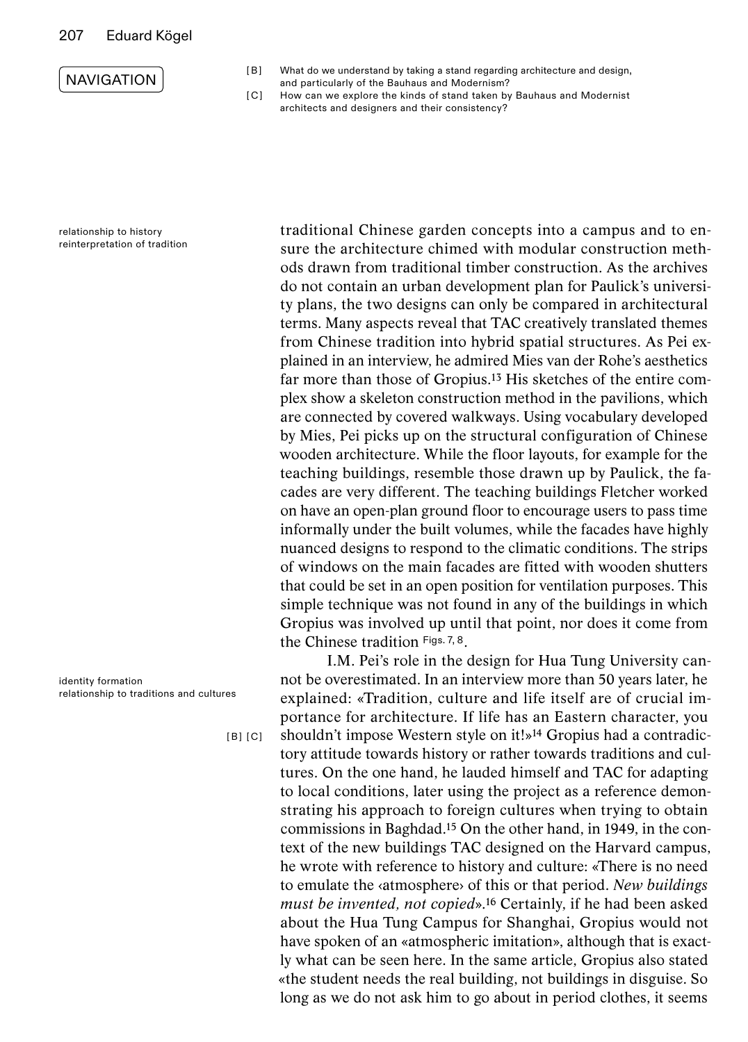NAVIGATION

[B] What do we understand by taking a stand regarding architecture and design, and particularly of the Bauhaus and Modernism?
[C] How can we explore the kinds of stand taken by Bauhaus and Modernist architects and designers and their consistency?

relationship to history
reinterpretation of tradition

traditional Chinese garden concepts into a campus and to ensure the architecture chimed with modular construction methods drawn from traditional timber construction. As the archives do not contain an urban development plan for Paulick's university plans, the two designs can only be compared in architectural terms. Many aspects reveal that TAC creatively translated themes from Chinese tradition into hybrid spatial structures. As Pei explained in an interview, he admired Mies van der Rohe's aesthetics far more than those of Gropius.[13] His sketches of the entire complex show a skeleton construction method in the pavilions, which are connected by covered walkways. Using vocabulary developed by Mies, Pei picks up on the structural configuration of Chinese wooden architecture. While the floor layouts, for example for the teaching buildings, resemble those drawn up by Paulick, the facades are very different. The teaching buildings Fletcher worked on have an open-plan ground floor to encourage users to pass time informally under the built volumes, while the facades have highly nuanced designs to respond to the climatic conditions. The strips of windows on the main facades are fitted with wooden shutters that could be set in an open position for ventilation purposes. This simple technique was not found in any of the buildings in which Gropius was involved up until that point, nor does it come from the Chinese tradition Figs. 7, 8.

identity formation
relationship to traditions and cultures

[B] [C]

I.M. Pei's role in the design for Hua Tung University cannot be overestimated. In an interview more than 50 years later, he explained: «Tradition, culture and life itself are of crucial importance for architecture. If life has an Eastern character, you shouldn't impose Western style on it!»[14] Gropius had a contradictory attitude towards history or rather towards traditions and cultures. On the one hand, he lauded himself and TAC for adapting to local conditions, later using the project as a reference demonstrating his approach to foreign cultures when trying to obtain commissions in Baghdad.[15] On the other hand, in 1949, in the context of the new buildings TAC designed on the Harvard campus, he wrote with reference to history and culture: «There is no need to emulate the ‹atmosphere› of this or that period. *New buildings must be invented, not copied*».[16] Certainly, if he had been asked about the Hua Tung Campus for Shanghai, Gropius would not have spoken of an «atmospheric imitation», although that is exactly what can be seen here. In the same article, Gropius also stated «the student needs the real building, not buildings in disguise. So long as we do not ask him to go about in period clothes, it seems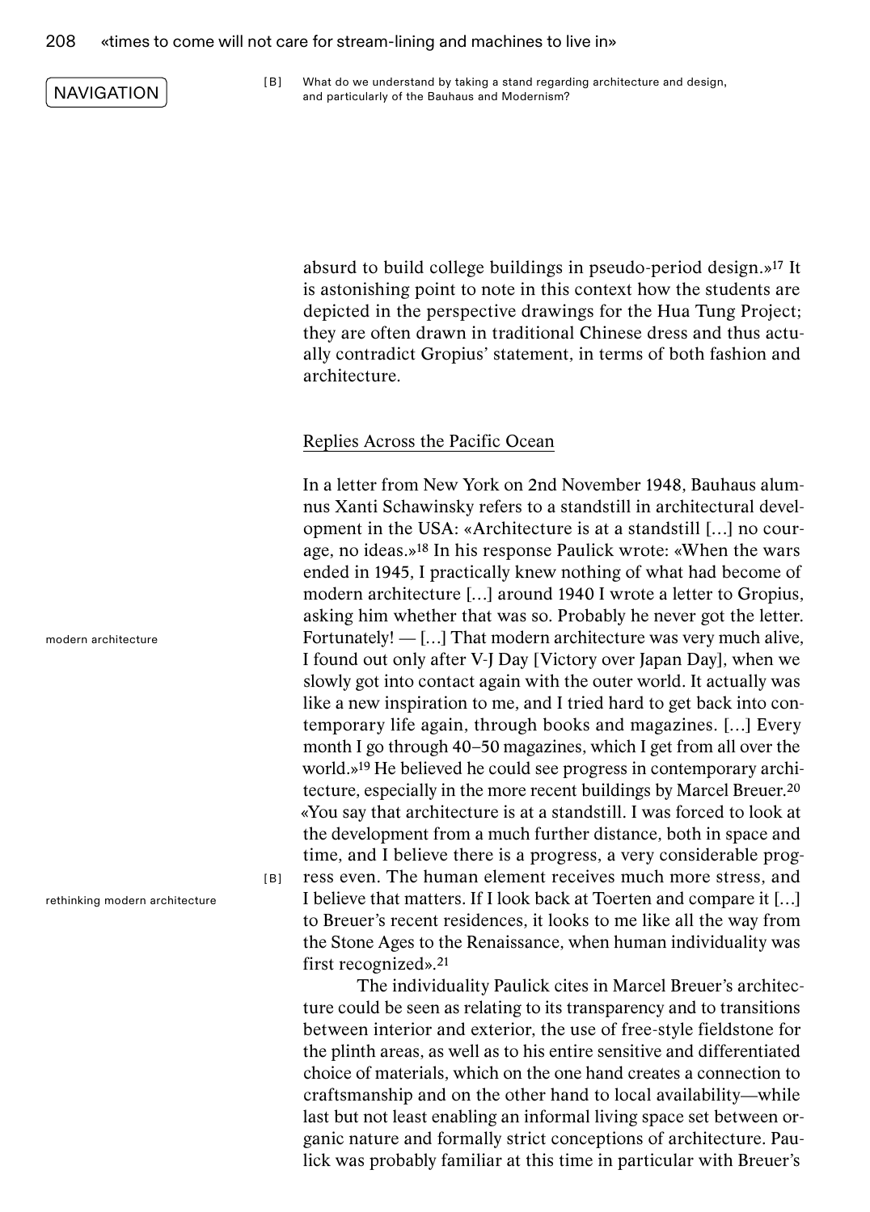NAVIGATION

[B] What do we understand by taking a stand regarding architecture and design, and particularly of the Bauhaus and Modernism?

absurd to build college buildings in pseudo-period design.»[17] It is astonishing point to note in this context how the students are depicted in the perspective drawings for the Hua Tung Project; they are often drawn in traditional Chinese dress and thus actually contradict Gropius' statement, in terms of both fashion and architecture.

## Replies Across the Pacific Ocean

In a letter from New York on 2nd November 1948, Bauhaus alumnus Xanti Schawinsky refers to a standstill in architectural development in the USA: «Architecture is at a standstill […] no courage, no ideas.»[18] In his response Paulick wrote: «When the wars ended in 1945, I practically knew nothing of what had become of modern architecture […] around 1940 I wrote a letter to Gropius, asking him whether that was so. Probably he never got the letter. Fortunately! — […] That modern architecture was very much alive, I found out only after V-J Day [Victory over Japan Day], when we slowly got into contact again with the outer world. It actually was like a new inspiration to me, and I tried hard to get back into contemporary life again, through books and magazines. […] Every month I go through 40–50 magazines, which I get from all over the world.»[19] He believed he could see progress in contemporary architecture, especially in the more recent buildings by Marcel Breuer.[20] «You say that architecture is at a standstill. I was forced to look at the development from a much further distance, both in space and time, and I believe there is a progress, a very considerable progress even. The human element receives much more stress, and I believe that matters. If I look back at Toerten and compare it […] to Breuer's recent residences, it looks to me like all the way from the Stone Ages to the Renaissance, when human individuality was first recognized».[21]

modern architecture

[B] rethinking modern architecture

The individuality Paulick cites in Marcel Breuer's architecture could be seen as relating to its transparency and to transitions between interior and exterior, the use of free-style fieldstone for the plinth areas, as well as to his entire sensitive and differentiated choice of materials, which on the one hand creates a connection to craftsmanship and on the other hand to local availability—while last but not least enabling an informal living space set between organic nature and formally strict conceptions of architecture. Paulick was probably familiar at this time in particular with Breuer's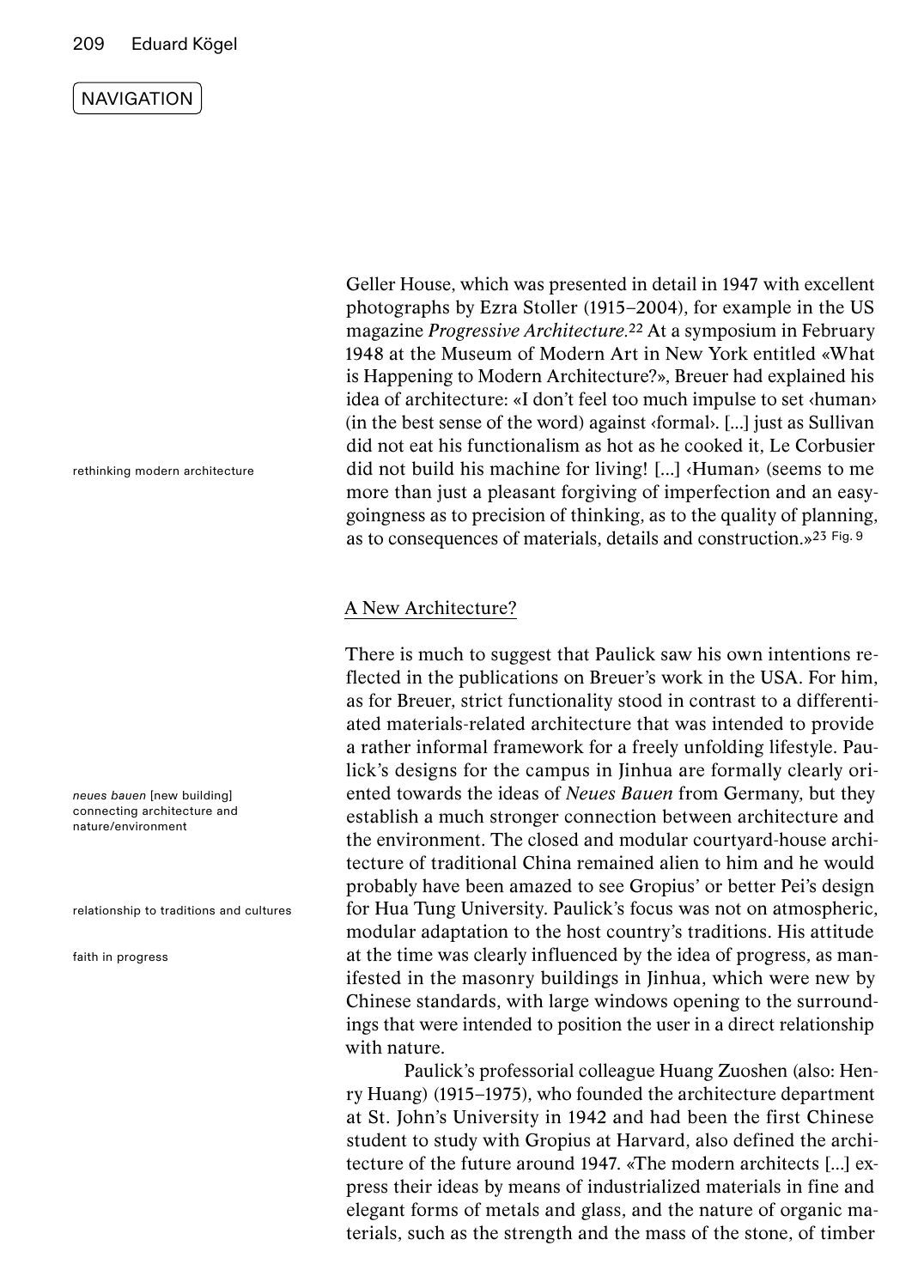Geller House, which was presented in detail in 1947 with excellent photographs by Ezra Stoller (1915–2004), for example in the US magazine *Progressive Architecture.*[22] At a symposium in February 1948 at the Museum of Modern Art in New York entitled «What is Happening to Modern Architecture?», Breuer had explained his idea of architecture: «I don't feel too much impulse to set ‹human› (in the best sense of the word) against ‹formal›. [...] just as Sullivan did not eat his functionalism as hot as he cooked it, Le Corbusier did not build his machine for living! [...] ‹Human› (seems to me more than just a pleasant forgiving of imperfection and an easy-goingness as to precision of thinking, as to the quality of planning, as to consequences of materials, details and construction.»[23] Fig. 9

rethinking modern architecture

## A New Architecture?

There is much to suggest that Paulick saw his own intentions reflected in the publications on Breuer's work in the USA. For him, as for Breuer, strict functionality stood in contrast to a differentiated materials-related architecture that was intended to provide a rather informal framework for a freely unfolding lifestyle. Paulick's designs for the campus in Jinhua are formally clearly oriented towards the ideas of *Neues Bauen* from Germany, but they establish a much stronger connection between architecture and the environment. The closed and modular courtyard-house architecture of traditional China remained alien to him and he would probably have been amazed to see Gropius' or better Pei's design for Hua Tung University. Paulick's focus was not on atmospheric, modular adaptation to the host country's traditions. His attitude at the time was clearly influenced by the idea of progress, as manifested in the masonry buildings in Jinhua, which were new by Chinese standards, with large windows opening to the surroundings that were intended to position the user in a direct relationship with nature.

*neues bauen* [new building]
connecting architecture and nature/environment

relationship to traditions and cultures

faith in progress

Paulick's professorial colleague Huang Zuoshen (also: Henry Huang) (1915–1975), who founded the architecture department at St. John's University in 1942 and had been the first Chinese student to study with Gropius at Harvard, also defined the architecture of the future around 1947. «The modern architects [...] express their ideas by means of industrialized materials in fine and elegant forms of metals and glass, and the nature of organic materials, such as the strength and the mass of the stone, of timber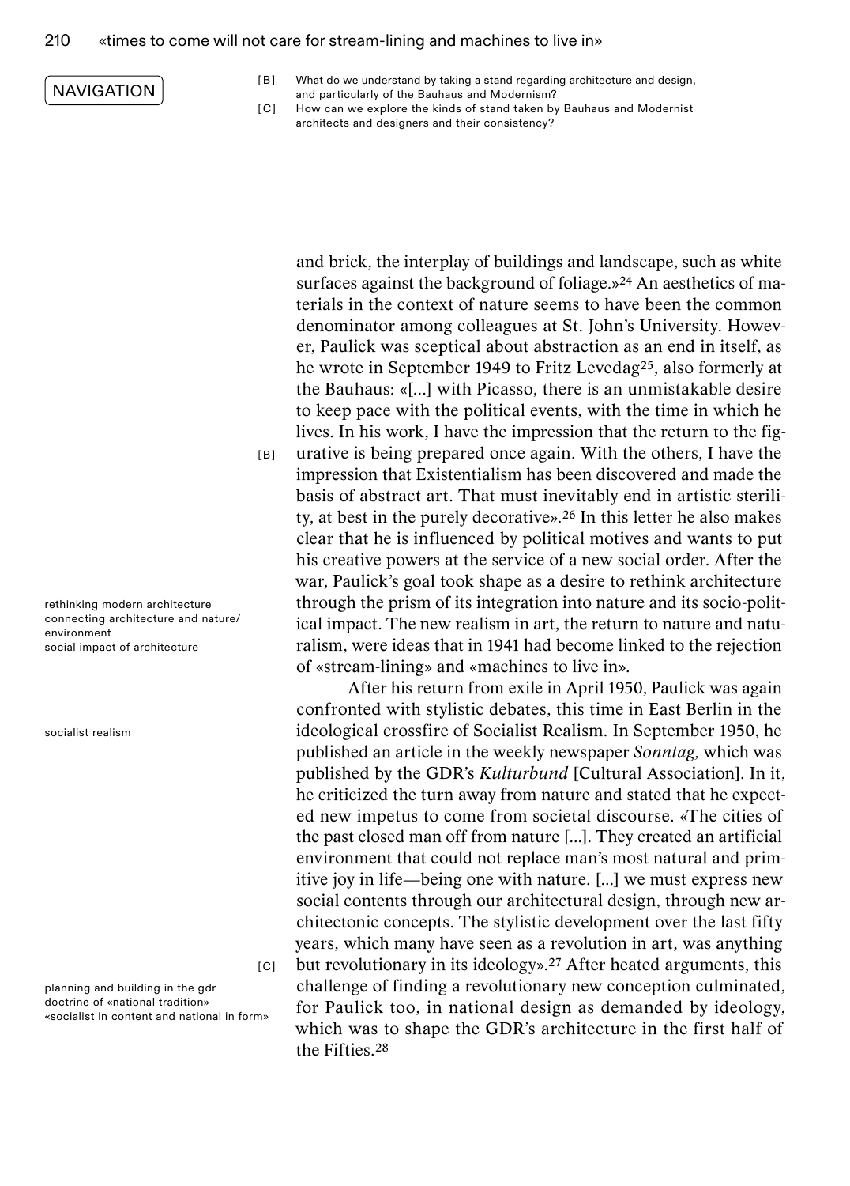NAVIGATION

[B] What do we understand by taking a stand regarding architecture and design, and particularly of the Bauhaus and Modernism?
[C] How can we explore the kinds of stand taken by Bauhaus and Modernist architects and designers and their consistency?

and brick, the interplay of buildings and landscape, such as white surfaces against the background of foliage.»[24] An aesthetics of materials in the context of nature seems to have been the common denominator among colleagues at St. John's University. However, Paulick was sceptical about abstraction as an end in itself, as he wrote in September 1949 to Fritz Levedag[25], also formerly at the Bauhaus: «[...] with Picasso, there is an unmistakable desire to keep pace with the political events, with the time in which he lives. In his work, I have the impression that the return to the figurative is being prepared once again. With the others, I have the impression that Existentialism has been discovered and made the basis of abstract art. That must inevitably end in artistic sterility, at best in the purely decorative».[26] In this letter he also makes clear that he is influenced by political motives and wants to put his creative powers at the service of a new social order. After the war, Paulick's goal took shape as a desire to rethink architecture through the prism of its integration into nature and its socio-political impact. The new realism in art, the return to nature and naturalism, were ideas that in 1941 had become linked to the rejection of «stream-lining» and «machines to live in».

[B]

rethinking modern architecture
connecting architecture and nature/environment
social impact of architecture

After his return from exile in April 1950, Paulick was again confronted with stylistic debates, this time in East Berlin in the ideological crossfire of Socialist Realism. In September 1950, he published an article in the weekly newspaper *Sonntag,* which was published by the GDR's *Kulturbund* [Cultural Association]. In it, he criticized the turn away from nature and stated that he expected new impetus to come from societal discourse. «The cities of the past closed man off from nature [...]. They created an artificial environment that could not replace man's most natural and primitive joy in life—being one with nature. [...] we must express new social contents through our architectural design, through new architectonic concepts. The stylistic development over the last fifty years, which many have seen as a revolution in art, was anything but revolutionary in its ideology».[27] After heated arguments, this challenge of finding a revolutionary new conception culminated, for Paulick too, in national design as demanded by ideology, which was to shape the GDR's architecture in the first half of the Fifties.[28]

socialist realism

[C]

planning and building in the gdr
doctrine of «national tradition»
«socialist in content and national in form»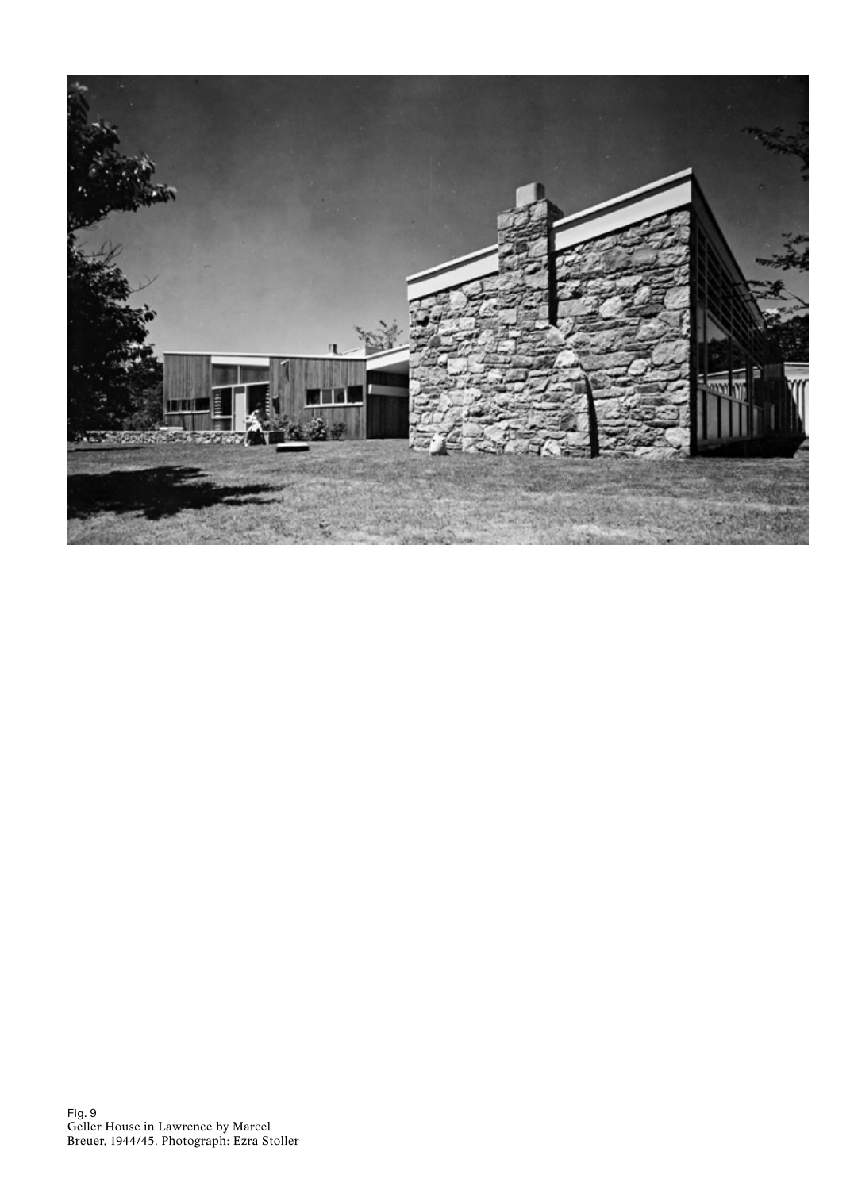Fig. 9
Geller House in Lawrence by Marcel Breuer, 1944/45. Photograph: Ezra Stoller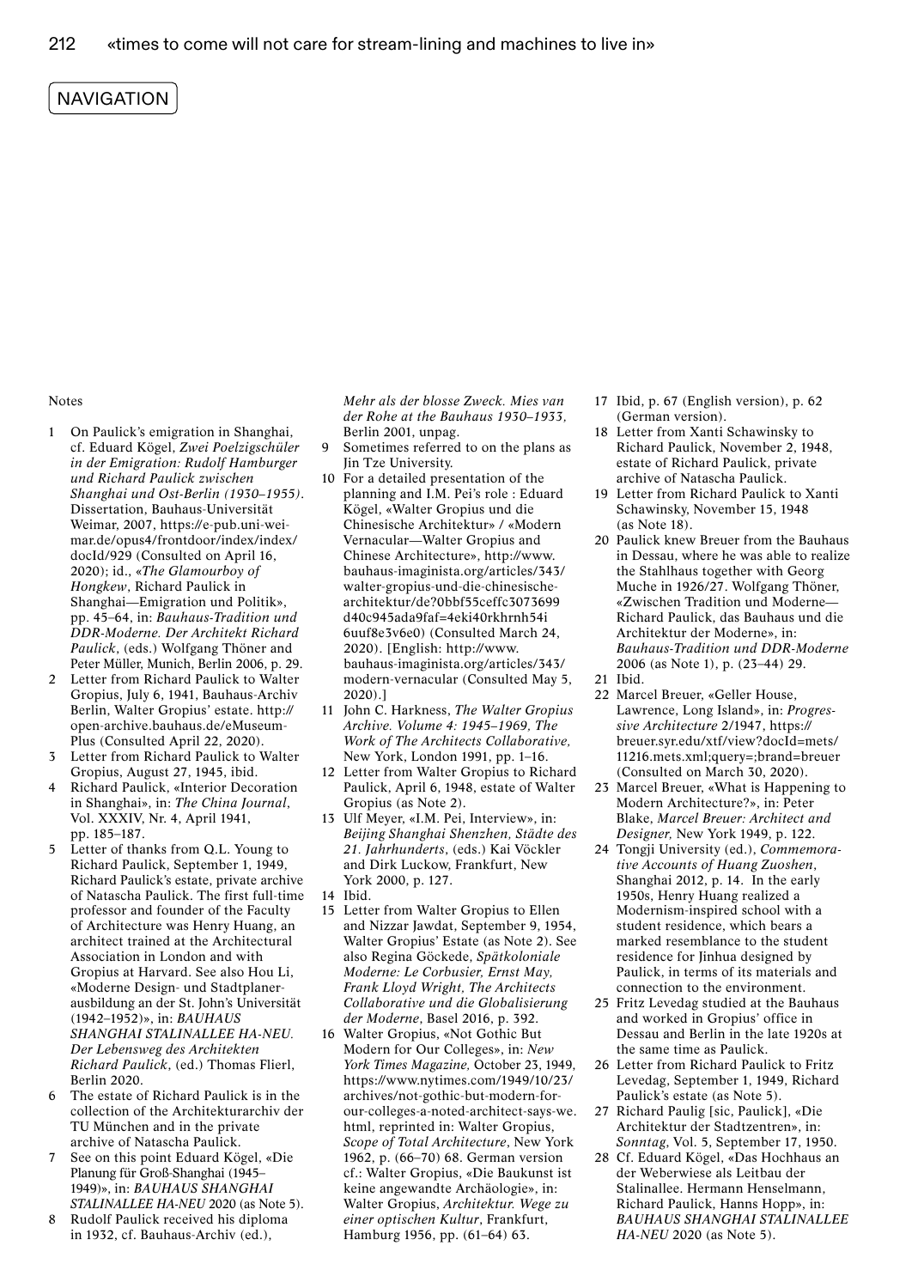NAVIGATION

Notes

1. On Paulick's emigration in Shanghai, cf. Eduard Kögel, *Zwei Poelzigschüler in der Emigration: Rudolf Hamburger und Richard Paulick zwischen Shanghai und Ost-Berlin (1930–1955)*. Dissertation, Bauhaus-Universität Weimar, 2007, https://e-pub.uni-weimar.de/opus4/frontdoor/index/index/docId/929 (Consulted on April 16, 2020); id., «*The Glamourboy of Hongkew*, Richard Paulick in Shanghai—Emigration und Politik», pp. 45–64, in: *Bauhaus-Tradition und DDR-Moderne. Der Architekt Richard Paulick*, (eds.) Wolfgang Thöner and Peter Müller, Munich, Berlin 2006, p. 29.
2. Letter from Richard Paulick to Walter Gropius, July 6, 1941, Bauhaus-Archiv Berlin, Walter Gropius' estate. http://open-archive.bauhaus.de/eMuseumPlus (Consulted April 22, 2020).
3. Letter from Richard Paulick to Walter Gropius, August 27, 1945, ibid.
4. Richard Paulick, «Interior Decoration in Shanghai», in: *The China Journal*, Vol. XXXIV, Nr. 4, April 1941, pp. 185–187.
5. Letter of thanks from Q.L. Young to Richard Paulick, September 1, 1949, Richard Paulick's estate, private archive of Natascha Paulick. The first full-time professor and founder of the Faculty of Architecture was Henry Huang, an architect trained at the Architectural Association in London and with Gropius at Harvard. See also Hou Li, «Moderne Design- und Stadtplanerausbildung an der St. John's Universität (1942–1952)», in: *BAUHAUS SHANGHAI STALINALLEE HA-NEU. Der Lebensweg des Architekten Richard Paulick*, (ed.) Thomas Flierl, Berlin 2020.
6. The estate of Richard Paulick is in the collection of the Architekturarchiv der TU München and in the private archive of Natascha Paulick.
7. See on this point Eduard Kögel, «Die Planung für Groß-Shanghai (1945–1949)», in: *BAUHAUS SHANGHAI STALINALLEE HA-NEU* 2020 (as Note 5).
8. Rudolf Paulick received his diploma in 1932, cf. Bauhaus-Archiv (ed.), *Mehr als der blosse Zweck. Mies van der Rohe at the Bauhaus 1930–1933*, Berlin 2001, unpag.
9. Sometimes referred to on the plans as Jin Tze University.
10. For a detailed presentation of the planning and I.M. Pei's role : Eduard Kögel, «Walter Gropius und die Chinesische Architektur» / «Modern Vernacular—Walter Gropius and Chinese Architecture», http://www.bauhaus-imaginista.org/articles/343/walter-gropius-und-die-chinesische-architektur/de?0bbf55ceffc3073699d40c945ada9faf=4eki40rkhrnh54i6uuf8e3v6e0) (Consulted March 24, 2020). [English: http://www.bauhaus-imaginista.org/articles/343/modern-vernacular (Consulted May 5, 2020).]
11. John C. Harkness, *The Walter Gropius Archive. Volume 4: 1945–1969, The Work of The Architects Collaborative*, New York, London 1991, pp. 1–16.
12. Letter from Walter Gropius to Richard Paulick, April 6, 1948, estate of Walter Gropius (as Note 2).
13. Ulf Meyer, «I.M. Pei, Interview», in: *Beijing Shanghai Shenzhen, Städte des 21. Jahrhunderts*, (eds.) Kai Vöckler and Dirk Luckow, Frankfurt, New York 2000, p. 127.
14. Ibid.
15. Letter from Walter Gropius to Ellen and Nizzar Jawdat, September 9, 1954, Walter Gropius' Estate (as Note 2). See also Regina Göckede, *Spätkoloniale Moderne: Le Corbusier, Ernst May, Frank Lloyd Wright, The Architects Collaborative und die Globalisierung der Moderne*, Basel 2016, p. 392.
16. Walter Gropius, «Not Gothic But Modern for Our Colleges», in: *New York Times Magazine*, October 23, 1949, https://www.nytimes.com/1949/10/23/archives/not-gothic-but-modern-for-our-colleges-a-noted-architect-says-we.html, reprinted in: Walter Gropius, *Scope of Total Architecture*, New York 1962, p. (66–70) 68. German version cf.: Walter Gropius, «Die Baukunst ist keine angewandte Archäologie», in: Walter Gropius, *Architektur. Wege zu einer optischen Kultur*, Frankfurt, Hamburg 1956, pp. (61–64) 63.
17. Ibid, p. 67 (English version), p. 62 (German version).
18. Letter from Xanti Schawinsky to Richard Paulick, November 2, 1948, estate of Richard Paulick, private archive of Natascha Paulick.
19. Letter from Richard Paulick to Xanti Schawinsky, November 15, 1948 (as Note 18).
20. Paulick knew Breuer from the Bauhaus in Dessau, where he was able to realize the Stahlhaus together with Georg Muche in 1926/27. Wolfgang Thöner, «Zwischen Tradition und Moderne—Richard Paulick, das Bauhaus und die Architektur der Moderne», in: *Bauhaus-Tradition und DDR-Moderne* 2006 (as Note 1), p. (23–44) 29.
21. Ibid.
22. Marcel Breuer, «Geller House, Lawrence, Long Island», in: *Progressive Architecture* 2/1947, https://breuer.syr.edu/xtf/view?docId=mets/11216.mets.xml;query=;brand=breuer (Consulted on March 30, 2020).
23. Marcel Breuer, «What is Happening to Modern Architecture?», in: Peter Blake, *Marcel Breuer: Architect and Designer*, New York 1949, p. 122.
24. Tongji University (ed.), *Commemorative Accounts of Huang Zuoshen*, Shanghai 2012, p. 14. In the early 1950s, Henry Huang realized a Modernism-inspired school with a student residence, which bears a marked resemblance to the student residence for Jinhua designed by Paulick, in terms of its materials and connection to the environment.
25. Fritz Levedag studied at the Bauhaus and worked in Gropius' office in Dessau and Berlin in the late 1920s at the same time as Paulick.
26. Letter from Richard Paulick to Fritz Levedag, September 1, 1949, Richard Paulick's estate (as Note 5).
27. Richard Paulig [sic, Paulick], «Die Architektur der Stadtzentren», in: *Sonntag*, Vol. 5, September 17, 1950.
28. Cf. Eduard Kögel, «Das Hochhaus an der Weberwiese als Leitbau der Stalinallee. Hermann Henselmann, Richard Paulick, Hanns Hopp», in: *BAUHAUS SHANGHAI STALINALLEE HA-NEU* 2020 (as Note 5).